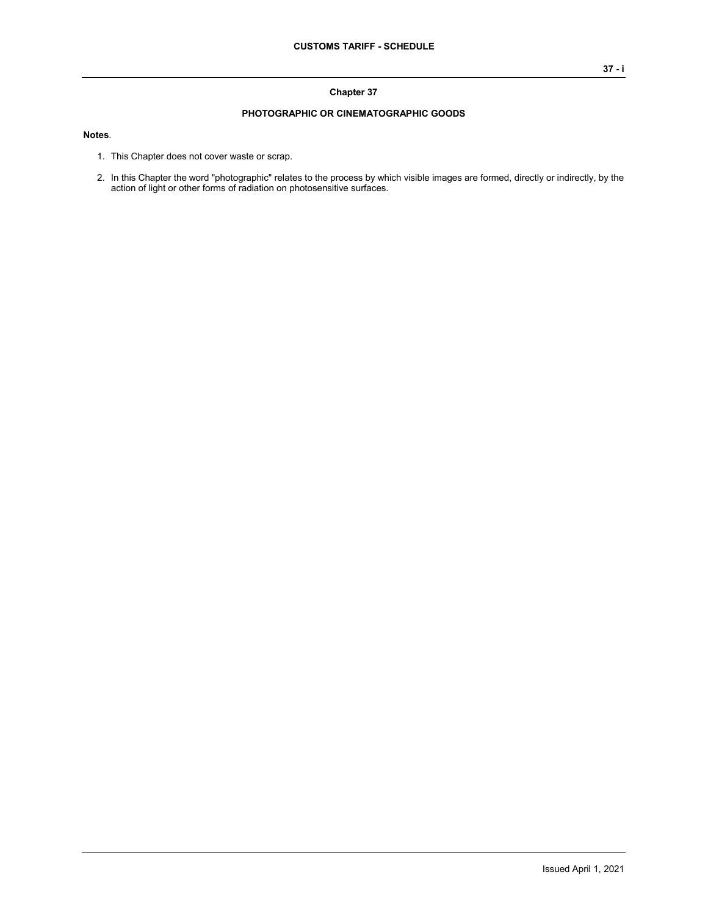# Chapter 37

## PHOTOGRAPHIC OR CINEMATOGRAPHIC GOODS

**Notes**.

1. This Chapter does not cover waste or scrap.
2. In this Chapter the word "photographic" relates to the process by which visible images are formed, directly or indirectly, by the action of light or other forms of radiation on photosensitive surfaces.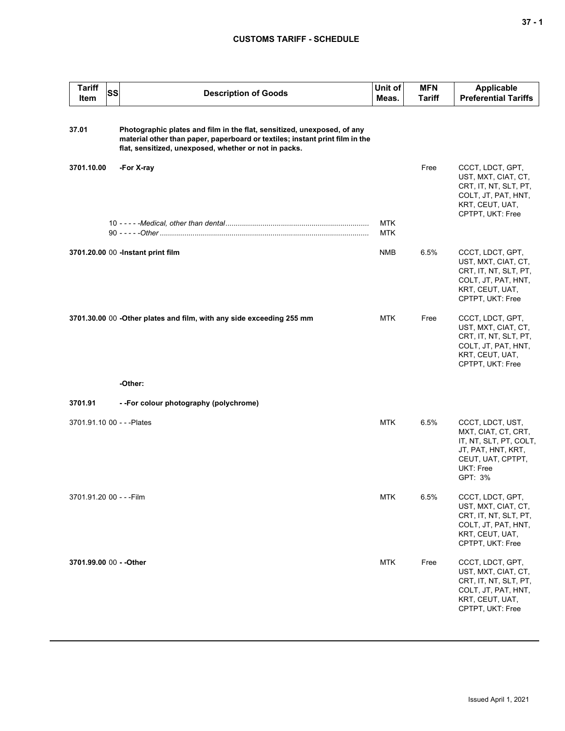**CUSTOMS TARIFF - SCHEDULE**

| Tariff Item | SS | Description of Goods | Unit of Meas. | MFN Tariff | Applicable Preferential Tariffs |
|---|---|---|---|---|---|
| **37.01** | | **Photographic plates and film in the flat, sensitized, unexposed, of any material other than paper, paperboard or textiles; instant print film in the flat, sensitized, unexposed, whether or not in packs.** | | | |
| **3701.10.00** | | **-For X-ray** | | Free | CCCT, LDCT, GPT, UST, MXT, CIAT, CT, CRT, IT, NT, SLT, PT, COLT, JT, PAT, HNT, KRT, CEUT, UAT, CPTPT, UKT: Free |
| | 10 | - - - - -*Medical, other than dental* | MTK | | |
| | 90 | - - - - -*Other* | MTK | | |
| **3701.20.00** | 00 | **-Instant print film** | NMB | 6.5% | CCCT, LDCT, GPT, UST, MXT, CIAT, CT, CRT, IT, NT, SLT, PT, COLT, JT, PAT, HNT, KRT, CEUT, UAT, CPTPT, UKT: Free |
| **3701.30.00** | 00 | **-Other plates and film, with any side exceeding 255 mm** | MTK | Free | CCCT, LDCT, GPT, UST, MXT, CIAT, CT, CRT, IT, NT, SLT, PT, COLT, JT, PAT, HNT, KRT, CEUT, UAT, CPTPT, UKT: Free |
| | | **-Other:** | | | |
| **3701.91** | | **- -For colour photography (polychrome)** | | | |
| 3701.91.10 | 00 | - - -Plates | MTK | 6.5% | CCCT, LDCT, UST, MXT, CIAT, CT, CRT, IT, NT, SLT, PT, COLT, JT, PAT, HNT, KRT, CEUT, UAT, CPTPT, UKT: Free<br>GPT: 3% |
| 3701.91.20 | 00 | - - -Film | MTK | 6.5% | CCCT, LDCT, GPT, UST, MXT, CIAT, CT, CRT, IT, NT, SLT, PT, COLT, JT, PAT, HNT, KRT, CEUT, UAT, CPTPT, UKT: Free |
| **3701.99.00** | 00 | **- -Other** | MTK | Free | CCCT, LDCT, GPT, UST, MXT, CIAT, CT, CRT, IT, NT, SLT, PT, COLT, JT, PAT, HNT, KRT, CEUT, UAT, CPTPT, UKT: Free |

Issued April 1, 2021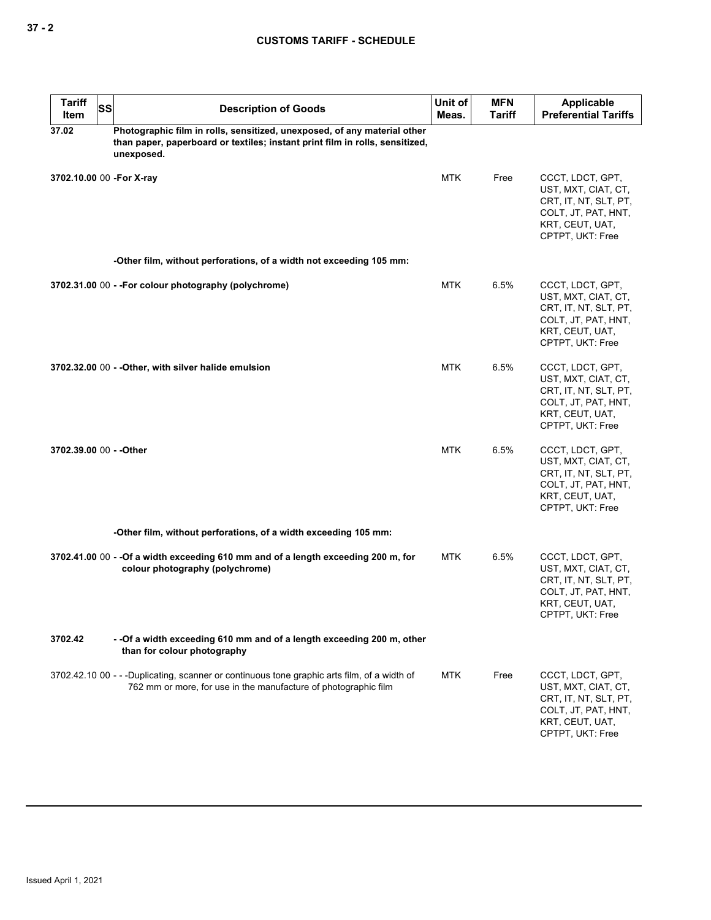| Tariff Item | SS | Description of Goods | Unit of Meas. | MFN Tariff | Applicable Preferential Tariffs |
|---|---|---|---|---|---|
| **37.02** | | **Photographic film in rolls, sensitized, unexposed, of any material other than paper, paperboard or textiles; instant print film in rolls, sensitized, unexposed.** | | | |
| **3702.10.00** | 00 | **-For X-ray** | MTK | Free | CCCT, LDCT, GPT, UST, MXT, CIAT, CT, CRT, IT, NT, SLT, PT, COLT, JT, PAT, HNT, KRT, CEUT, UAT, CPTPT, UKT: Free |
| | | **-Other film, without perforations, of a width not exceeding 105 mm:** | | | |
| **3702.31.00** | 00 | **- -For colour photography (polychrome)** | MTK | 6.5% | CCCT, LDCT, GPT, UST, MXT, CIAT, CT, CRT, IT, NT, SLT, PT, COLT, JT, PAT, HNT, KRT, CEUT, UAT, CPTPT, UKT: Free |
| **3702.32.00** | 00 | **- -Other, with silver halide emulsion** | MTK | 6.5% | CCCT, LDCT, GPT, UST, MXT, CIAT, CT, CRT, IT, NT, SLT, PT, COLT, JT, PAT, HNT, KRT, CEUT, UAT, CPTPT, UKT: Free |
| **3702.39.00** | 00 | **- -Other** | MTK | 6.5% | CCCT, LDCT, GPT, UST, MXT, CIAT, CT, CRT, IT, NT, SLT, PT, COLT, JT, PAT, HNT, KRT, CEUT, UAT, CPTPT, UKT: Free |
| | | **-Other film, without perforations, of a width exceeding 105 mm:** | | | |
| **3702.41.00** | 00 | **- -Of a width exceeding 610 mm and of a length exceeding 200 m, for colour photography (polychrome)** | MTK | 6.5% | CCCT, LDCT, GPT, UST, MXT, CIAT, CT, CRT, IT, NT, SLT, PT, COLT, JT, PAT, HNT, KRT, CEUT, UAT, CPTPT, UKT: Free |
| **3702.42** | | **- -Of a width exceeding 610 mm and of a length exceeding 200 m, other than for colour photography** | | | |
| 3702.42.10 | 00 | - - -Duplicating, scanner or continuous tone graphic arts film, of a width of 762 mm or more, for use in the manufacture of photographic film | MTK | Free | CCCT, LDCT, GPT, UST, MXT, CIAT, CT, CRT, IT, NT, SLT, PT, COLT, JT, PAT, HNT, KRT, CEUT, UAT, CPTPT, UKT: Free |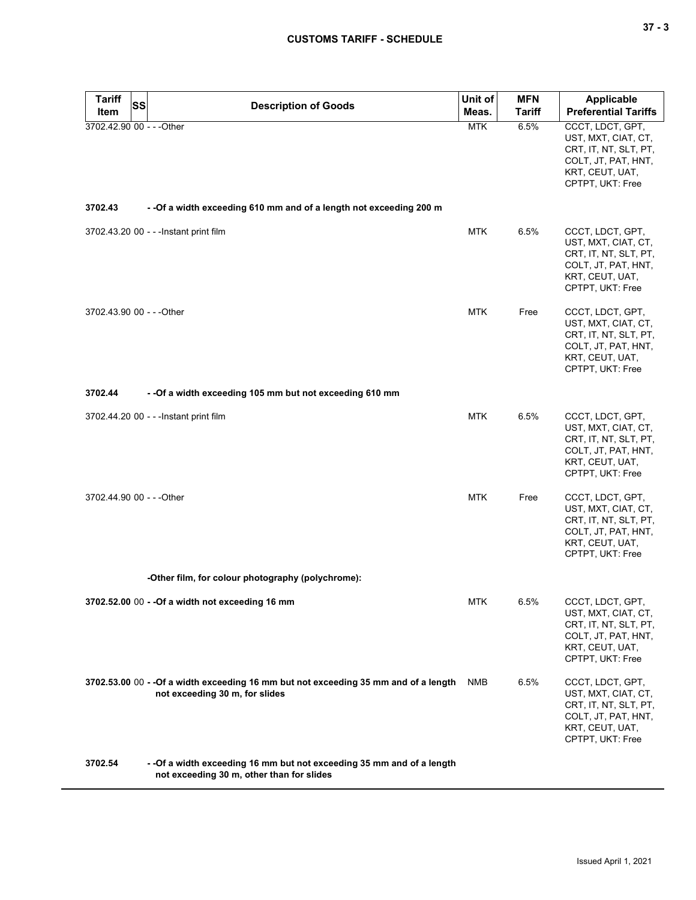| Tariff Item | SS | Description of Goods | Unit of Meas. | MFN Tariff | Applicable Preferential Tariffs |
|---|---|---|---|---|---|
| 3702.42.90 | 00 | - - -Other | MTK | 6.5% | CCCT, LDCT, GPT, UST, MXT, CIAT, CT, CRT, IT, NT, SLT, PT, COLT, JT, PAT, HNT, KRT, CEUT, UAT, CPTPT, UKT: Free |
| **3702.43** | | **- -Of a width exceeding 610 mm and of a length not exceeding 200 m** | | | |
| 3702.43.20 | 00 | - - -Instant print film | MTK | 6.5% | CCCT, LDCT, GPT, UST, MXT, CIAT, CT, CRT, IT, NT, SLT, PT, COLT, JT, PAT, HNT, KRT, CEUT, UAT, CPTPT, UKT: Free |
| 3702.43.90 | 00 | - - -Other | MTK | Free | CCCT, LDCT, GPT, UST, MXT, CIAT, CT, CRT, IT, NT, SLT, PT, COLT, JT, PAT, HNT, KRT, CEUT, UAT, CPTPT, UKT: Free |
| **3702.44** | | **- -Of a width exceeding 105 mm but not exceeding 610 mm** | | | |
| 3702.44.20 | 00 | - - -Instant print film | MTK | 6.5% | CCCT, LDCT, GPT, UST, MXT, CIAT, CT, CRT, IT, NT, SLT, PT, COLT, JT, PAT, HNT, KRT, CEUT, UAT, CPTPT, UKT: Free |
| 3702.44.90 | 00 | - - -Other | MTK | Free | CCCT, LDCT, GPT, UST, MXT, CIAT, CT, CRT, IT, NT, SLT, PT, COLT, JT, PAT, HNT, KRT, CEUT, UAT, CPTPT, UKT: Free |
| | | **-Other film, for colour photography (polychrome):** | | | |
| **3702.52.00** | 00 | **- -Of a width not exceeding 16 mm** | MTK | 6.5% | CCCT, LDCT, GPT, UST, MXT, CIAT, CT, CRT, IT, NT, SLT, PT, COLT, JT, PAT, HNT, KRT, CEUT, UAT, CPTPT, UKT: Free |
| **3702.53.00** | 00 | **- -Of a width exceeding 16 mm but not exceeding 35 mm and of a length not exceeding 30 m, for slides** | NMB | 6.5% | CCCT, LDCT, GPT, UST, MXT, CIAT, CT, CRT, IT, NT, SLT, PT, COLT, JT, PAT, HNT, KRT, CEUT, UAT, CPTPT, UKT: Free |
| **3702.54** | | **- -Of a width exceeding 16 mm but not exceeding 35 mm and of a length not exceeding 30 m, other than for slides** | | | |

Issued April 1, 2021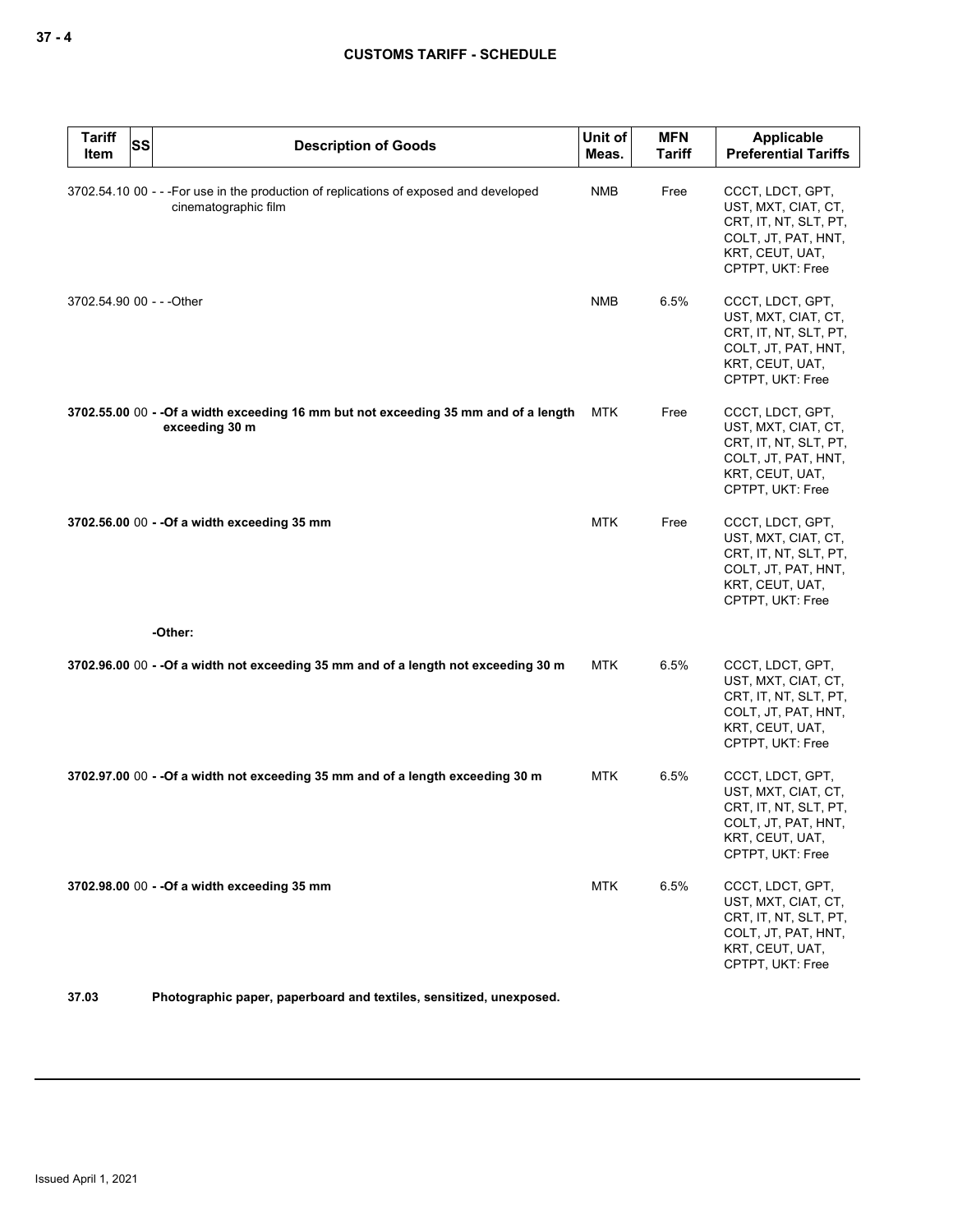| Tariff Item | SS | Description of Goods | Unit of Meas. | MFN Tariff | Applicable Preferential Tariffs |
|---|---|---|---|---|---|
| 3702.54.10 | 00 | - - -For use in the production of replications of exposed and developed cinematographic film | NMB | Free | CCCT, LDCT, GPT, UST, MXT, CIAT, CT, CRT, IT, NT, SLT, PT, COLT, JT, PAT, HNT, KRT, CEUT, UAT, CPTPT, UKT: Free |
| 3702.54.90 | 00 | - - -Other | NMB | 6.5% | CCCT, LDCT, GPT, UST, MXT, CIAT, CT, CRT, IT, NT, SLT, PT, COLT, JT, PAT, HNT, KRT, CEUT, UAT, CPTPT, UKT: Free |
| **3702.55.00** | 00 | **- -Of a width exceeding 16 mm but not exceeding 35 mm and of a length exceeding 30 m** | MTK | Free | CCCT, LDCT, GPT, UST, MXT, CIAT, CT, CRT, IT, NT, SLT, PT, COLT, JT, PAT, HNT, KRT, CEUT, UAT, CPTPT, UKT: Free |
| **3702.56.00** | 00 | **- -Of a width exceeding 35 mm** | MTK | Free | CCCT, LDCT, GPT, UST, MXT, CIAT, CT, CRT, IT, NT, SLT, PT, COLT, JT, PAT, HNT, KRT, CEUT, UAT, CPTPT, UKT: Free |
| | | **-Other:** | | | |
| **3702.96.00** | 00 | **- -Of a width not exceeding 35 mm and of a length not exceeding 30 m** | MTK | 6.5% | CCCT, LDCT, GPT, UST, MXT, CIAT, CT, CRT, IT, NT, SLT, PT, COLT, JT, PAT, HNT, KRT, CEUT, UAT, CPTPT, UKT: Free |
| **3702.97.00** | 00 | **- -Of a width not exceeding 35 mm and of a length exceeding 30 m** | MTK | 6.5% | CCCT, LDCT, GPT, UST, MXT, CIAT, CT, CRT, IT, NT, SLT, PT, COLT, JT, PAT, HNT, KRT, CEUT, UAT, CPTPT, UKT: Free |
| **3702.98.00** | 00 | **- -Of a width exceeding 35 mm** | MTK | 6.5% | CCCT, LDCT, GPT, UST, MXT, CIAT, CT, CRT, IT, NT, SLT, PT, COLT, JT, PAT, HNT, KRT, CEUT, UAT, CPTPT, UKT: Free |
| **37.03** | | **Photographic paper, paperboard and textiles, sensitized, unexposed.** | | | |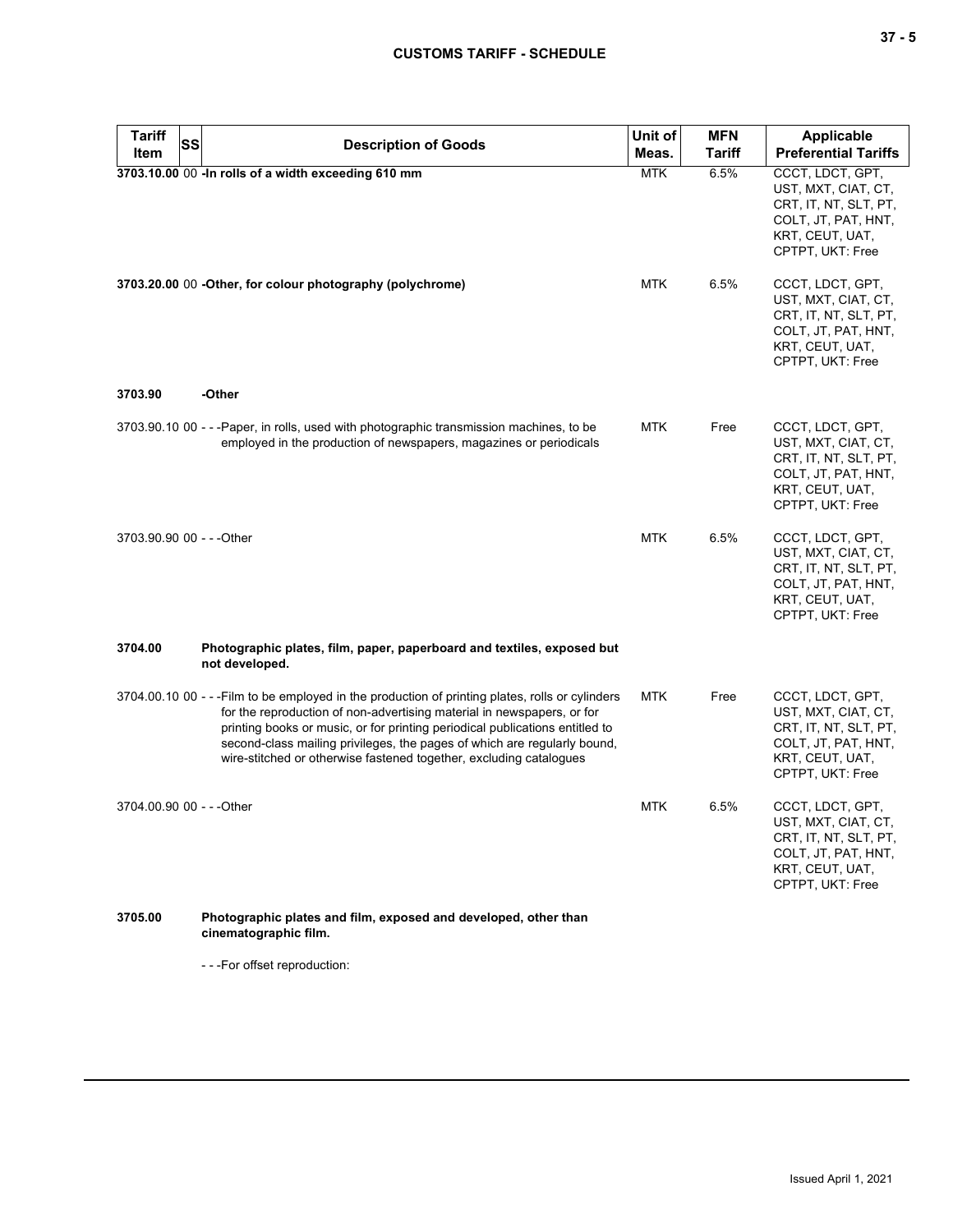| Tariff Item | SS | Description of Goods | Unit of Meas. | MFN Tariff | Applicable Preferential Tariffs |
|---|---|---|---|---|---|
| **3703.10.00** | 00 | **-In rolls of a width exceeding 610 mm** | MTK | 6.5% | CCCT, LDCT, GPT, UST, MXT, CIAT, CT, CRT, IT, NT, SLT, PT, COLT, JT, PAT, HNT, KRT, CEUT, UAT, CPTPT, UKT: Free |
| **3703.20.00** | 00 | **-Other, for colour photography (polychrome)** | MTK | 6.5% | CCCT, LDCT, GPT, UST, MXT, CIAT, CT, CRT, IT, NT, SLT, PT, COLT, JT, PAT, HNT, KRT, CEUT, UAT, CPTPT, UKT: Free |
| **3703.90** | | **-Other** | | | |
| 3703.90.10 | 00 | - - -Paper, in rolls, used with photographic transmission machines, to be employed in the production of newspapers, magazines or periodicals | MTK | Free | CCCT, LDCT, GPT, UST, MXT, CIAT, CT, CRT, IT, NT, SLT, PT, COLT, JT, PAT, HNT, KRT, CEUT, UAT, CPTPT, UKT: Free |
| 3703.90.90 | 00 | - - -Other | MTK | 6.5% | CCCT, LDCT, GPT, UST, MXT, CIAT, CT, CRT, IT, NT, SLT, PT, COLT, JT, PAT, HNT, KRT, CEUT, UAT, CPTPT, UKT: Free |
| **3704.00** | | **Photographic plates, film, paper, paperboard and textiles, exposed but not developed.** | | | |
| 3704.00.10 | 00 | - - -Film to be employed in the production of printing plates, rolls or cylinders for the reproduction of non-advertising material in newspapers, or for printing books or music, or for printing periodical publications entitled to second-class mailing privileges, the pages of which are regularly bound, wire-stitched or otherwise fastened together, excluding catalogues | MTK | Free | CCCT, LDCT, GPT, UST, MXT, CIAT, CT, CRT, IT, NT, SLT, PT, COLT, JT, PAT, HNT, KRT, CEUT, UAT, CPTPT, UKT: Free |
| 3704.00.90 | 00 | - - -Other | MTK | 6.5% | CCCT, LDCT, GPT, UST, MXT, CIAT, CT, CRT, IT, NT, SLT, PT, COLT, JT, PAT, HNT, KRT, CEUT, UAT, CPTPT, UKT: Free |
| **3705.00** | | **Photographic plates and film, exposed and developed, other than cinematographic film.** | | | |
| | | - - -For offset reproduction: | | | |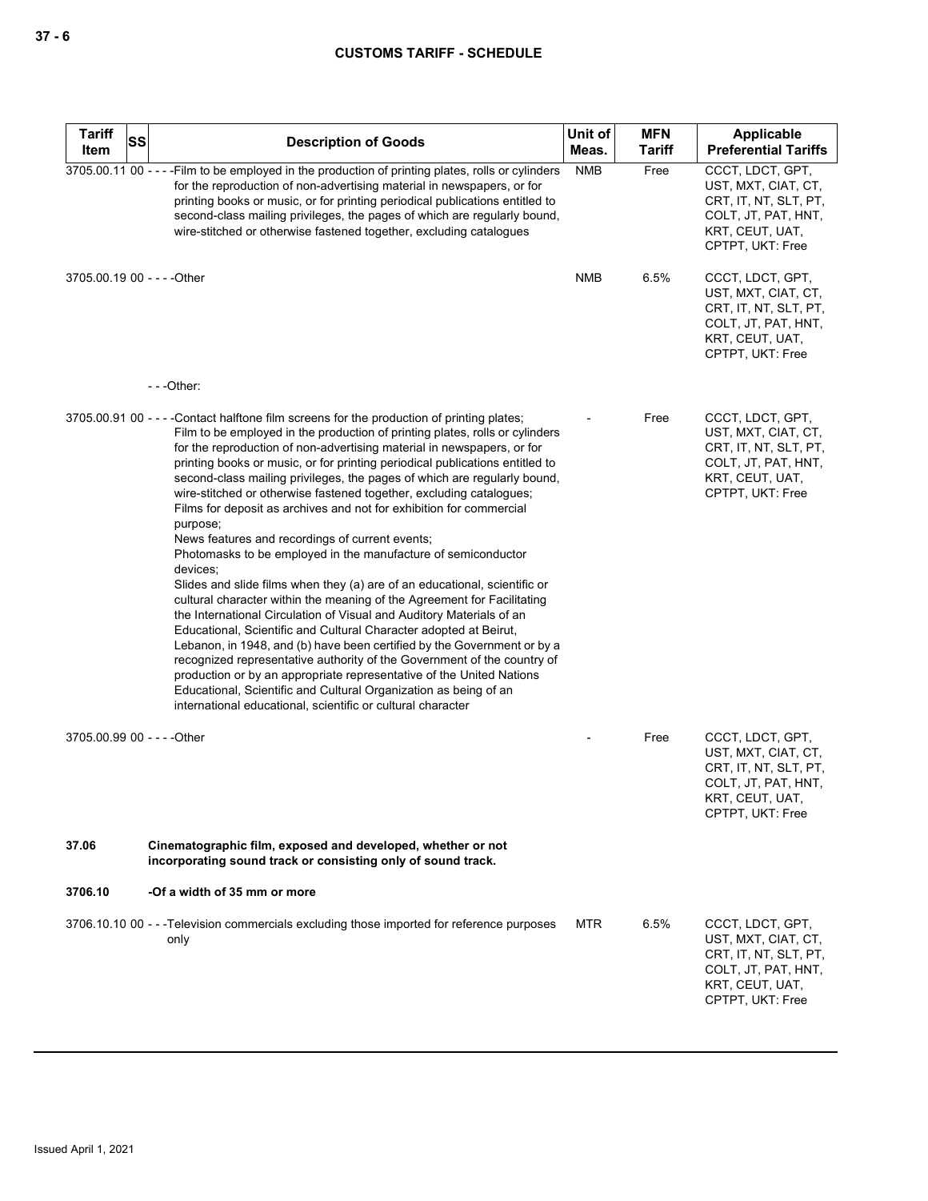| Tariff Item | SS | Description of Goods | Unit of Meas. | MFN Tariff | Applicable Preferential Tariffs |
|---|---|---|---|---|---|
| 3705.00.11 | 00 | - - - -Film to be employed in the production of printing plates, rolls or cylinders for the reproduction of non-advertising material in newspapers, or for printing books or music, or for printing periodical publications entitled to second-class mailing privileges, the pages of which are regularly bound, wire-stitched or otherwise fastened together, excluding catalogues | NMB | Free | CCCT, LDCT, GPT, UST, MXT, CIAT, CT, CRT, IT, NT, SLT, PT, COLT, JT, PAT, HNT, KRT, CEUT, UAT, CPTPT, UKT: Free |
| 3705.00.19 | 00 | - - - -Other | NMB | 6.5% | CCCT, LDCT, GPT, UST, MXT, CIAT, CT, CRT, IT, NT, SLT, PT, COLT, JT, PAT, HNT, KRT, CEUT, UAT, CPTPT, UKT: Free |
| | | - - -Other: | | | |
| 3705.00.91 | 00 | - - - -Contact halftone film screens for the production of printing plates;<br>Film to be employed in the production of printing plates, rolls or cylinders for the reproduction of non-advertising material in newspapers, or for printing books or music, or for printing periodical publications entitled to second-class mailing privileges, the pages of which are regularly bound, wire-stitched or otherwise fastened together, excluding catalogues;<br>Films for deposit as archives and not for exhibition for commercial purpose;<br>News features and recordings of current events;<br>Photomasks to be employed in the manufacture of semiconductor devices;<br>Slides and slide films when they (a) are of an educational, scientific or cultural character within the meaning of the Agreement for Facilitating the International Circulation of Visual and Auditory Materials of an Educational, Scientific and Cultural Character adopted at Beirut, Lebanon, in 1948, and (b) have been certified by the Government or by a recognized representative authority of the Government of the country of production or by an appropriate representative of the United Nations Educational, Scientific and Cultural Organization as being of an international educational, scientific or cultural character | - | Free | CCCT, LDCT, GPT, UST, MXT, CIAT, CT, CRT, IT, NT, SLT, PT, COLT, JT, PAT, HNT, KRT, CEUT, UAT, CPTPT, UKT: Free |
| 3705.00.99 | 00 | - - - -Other | - | Free | CCCT, LDCT, GPT, UST, MXT, CIAT, CT, CRT, IT, NT, SLT, PT, COLT, JT, PAT, HNT, KRT, CEUT, UAT, CPTPT, UKT: Free |
| **37.06** | | **Cinematographic film, exposed and developed, whether or not incorporating sound track or consisting only of sound track.** | | | |
| **3706.10** | | **-Of a width of 35 mm or more** | | | |
| 3706.10.10 | 00 | - - -Television commercials excluding those imported for reference purposes only | MTR | 6.5% | CCCT, LDCT, GPT, UST, MXT, CIAT, CT, CRT, IT, NT, SLT, PT, COLT, JT, PAT, HNT, KRT, CEUT, UAT, CPTPT, UKT: Free |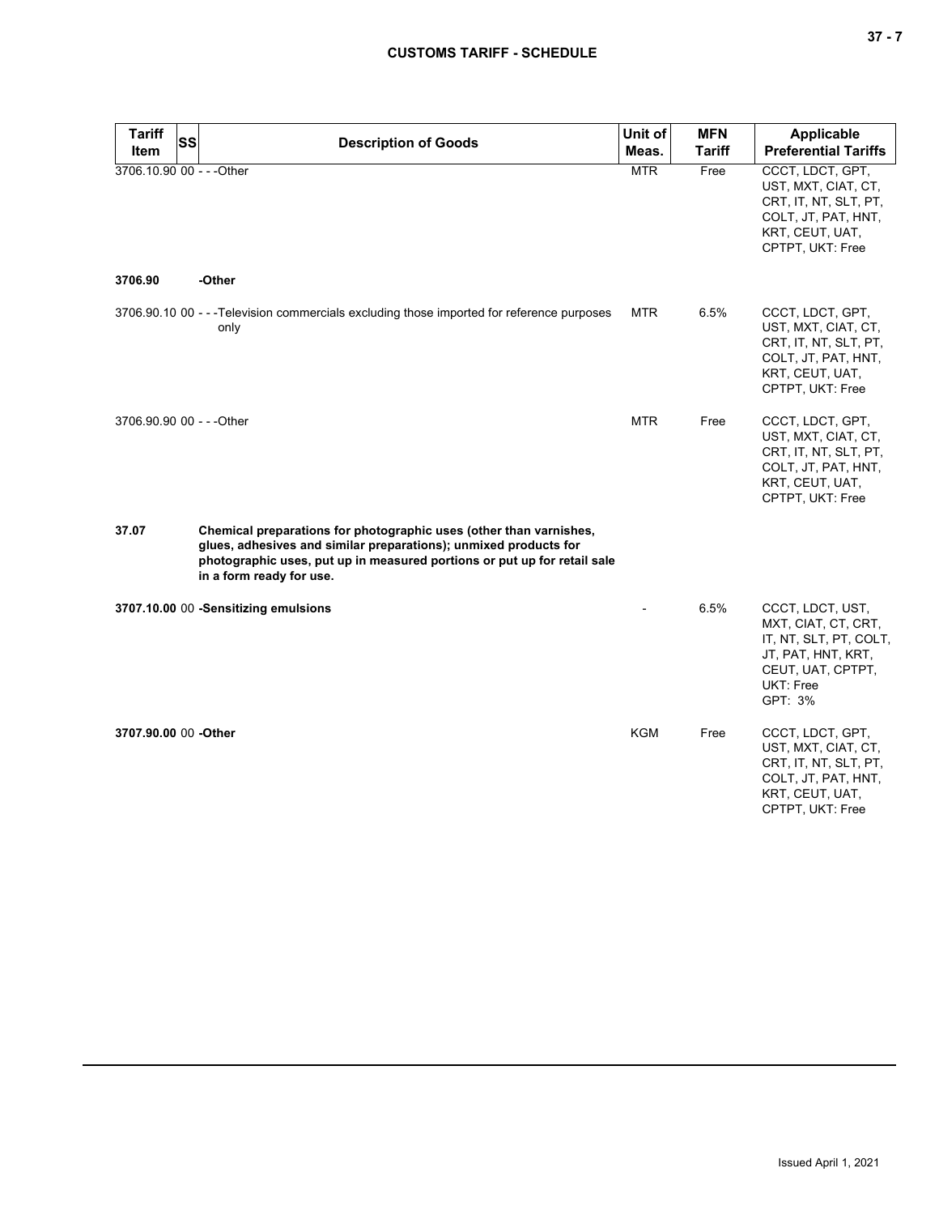| Tariff Item | SS | Description of Goods | Unit of Meas. | MFN Tariff | Applicable Preferential Tariffs |
|---|---|---|---|---|---|
| 3706.10.90 | 00 | - - -Other | MTR | Free | CCCT, LDCT, GPT, UST, MXT, CIAT, CT, CRT, IT, NT, SLT, PT, COLT, JT, PAT, HNT, KRT, CEUT, UAT, CPTPT, UKT: Free |
| **3706.90** | | **-Other** | | | |
| 3706.90.10 | 00 | - - -Television commercials excluding those imported for reference purposes only | MTR | 6.5% | CCCT, LDCT, GPT, UST, MXT, CIAT, CT, CRT, IT, NT, SLT, PT, COLT, JT, PAT, HNT, KRT, CEUT, UAT, CPTPT, UKT: Free |
| 3706.90.90 | 00 | - - -Other | MTR | Free | CCCT, LDCT, GPT, UST, MXT, CIAT, CT, CRT, IT, NT, SLT, PT, COLT, JT, PAT, HNT, KRT, CEUT, UAT, CPTPT, UKT: Free |
| **37.07** | | **Chemical preparations for photographic uses (other than varnishes, glues, adhesives and similar preparations); unmixed products for photographic uses, put up in measured portions or put up for retail sale in a form ready for use.** | | | |
| **3707.10.00** | 00 | **-Sensitizing emulsions** | - | 6.5% | CCCT, LDCT, UST, MXT, CIAT, CT, CRT, IT, NT, SLT, PT, COLT, JT, PAT, HNT, KRT, CEUT, UAT, CPTPT, UKT: Free<br>GPT: 3% |
| **3707.90.00** | 00 | **-Other** | KGM | Free | CCCT, LDCT, GPT, UST, MXT, CIAT, CT, CRT, IT, NT, SLT, PT, COLT, JT, PAT, HNT, KRT, CEUT, UAT, CPTPT, UKT: Free |